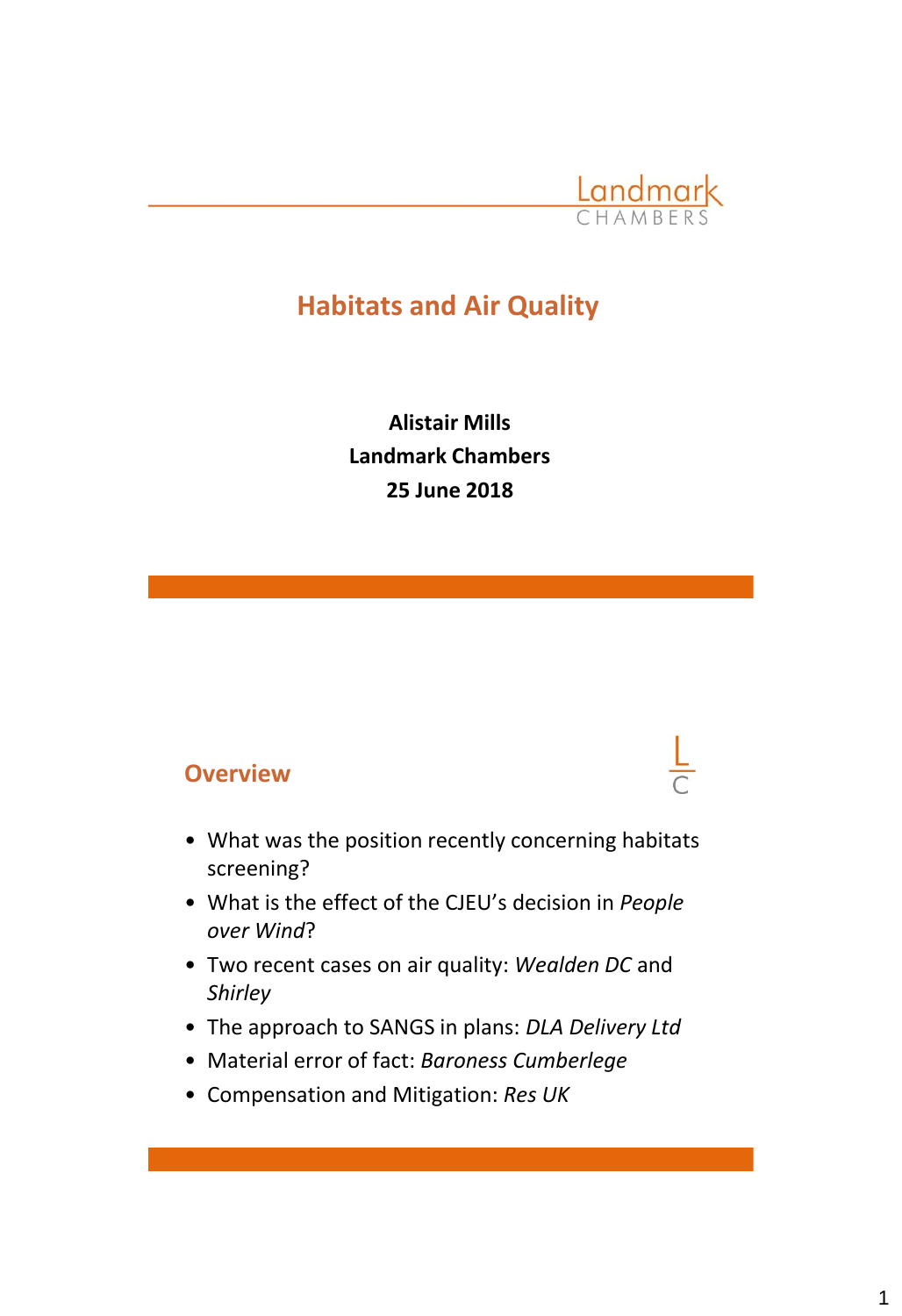Landmark CHAMBERS

# Habitats and Air Quality

**Alistair Mills**
**Landmark Chambers**
**25 June 2018**

## Overview

- What was the position recently concerning habitats screening?
- What is the effect of the CJEU's decision in *People over Wind*?
- Two recent cases on air quality: *Wealden DC* and *Shirley*
- The approach to SANGS in plans: *DLA Delivery Ltd*
- Material error of fact: *Baroness Cumberlege*
- Compensation and Mitigation: *Res UK*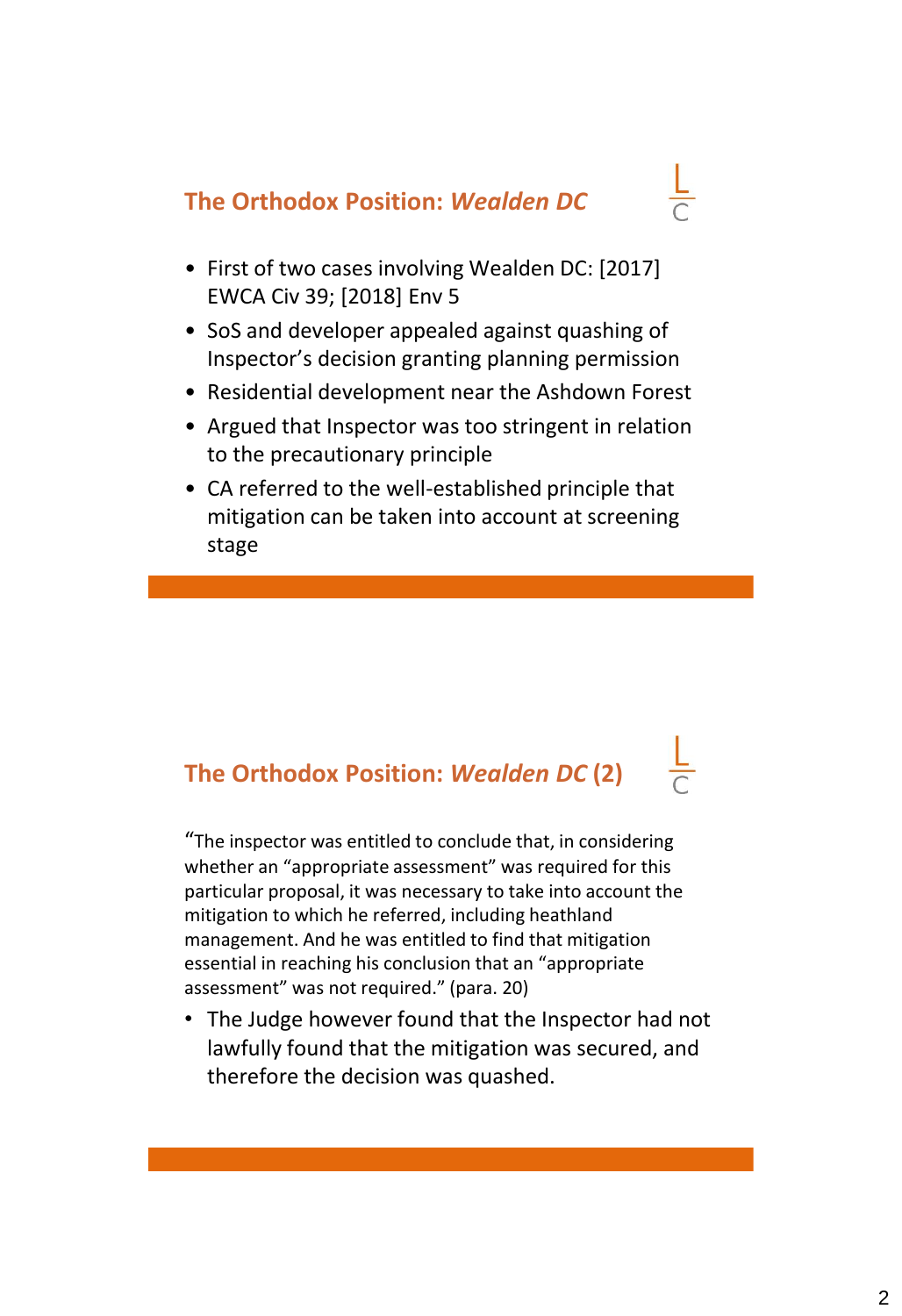## The Orthodox Position: *Wealden DC*

- First of two cases involving Wealden DC: [2017] EWCA Civ 39; [2018] Env 5
- SoS and developer appealed against quashing of Inspector's decision granting planning permission
- Residential development near the Ashdown Forest
- Argued that Inspector was too stringent in relation to the precautionary principle
- CA referred to the well-established principle that mitigation can be taken into account at screening stage

## The Orthodox Position: *Wealden DC* (2)

"The inspector was entitled to conclude that, in considering whether an "appropriate assessment" was required for this particular proposal, it was necessary to take into account the mitigation to which he referred, including heathland management. And he was entitled to find that mitigation essential in reaching his conclusion that an "appropriate assessment" was not required." (para. 20)

- The Judge however found that the Inspector had not lawfully found that the mitigation was secured, and therefore the decision was quashed.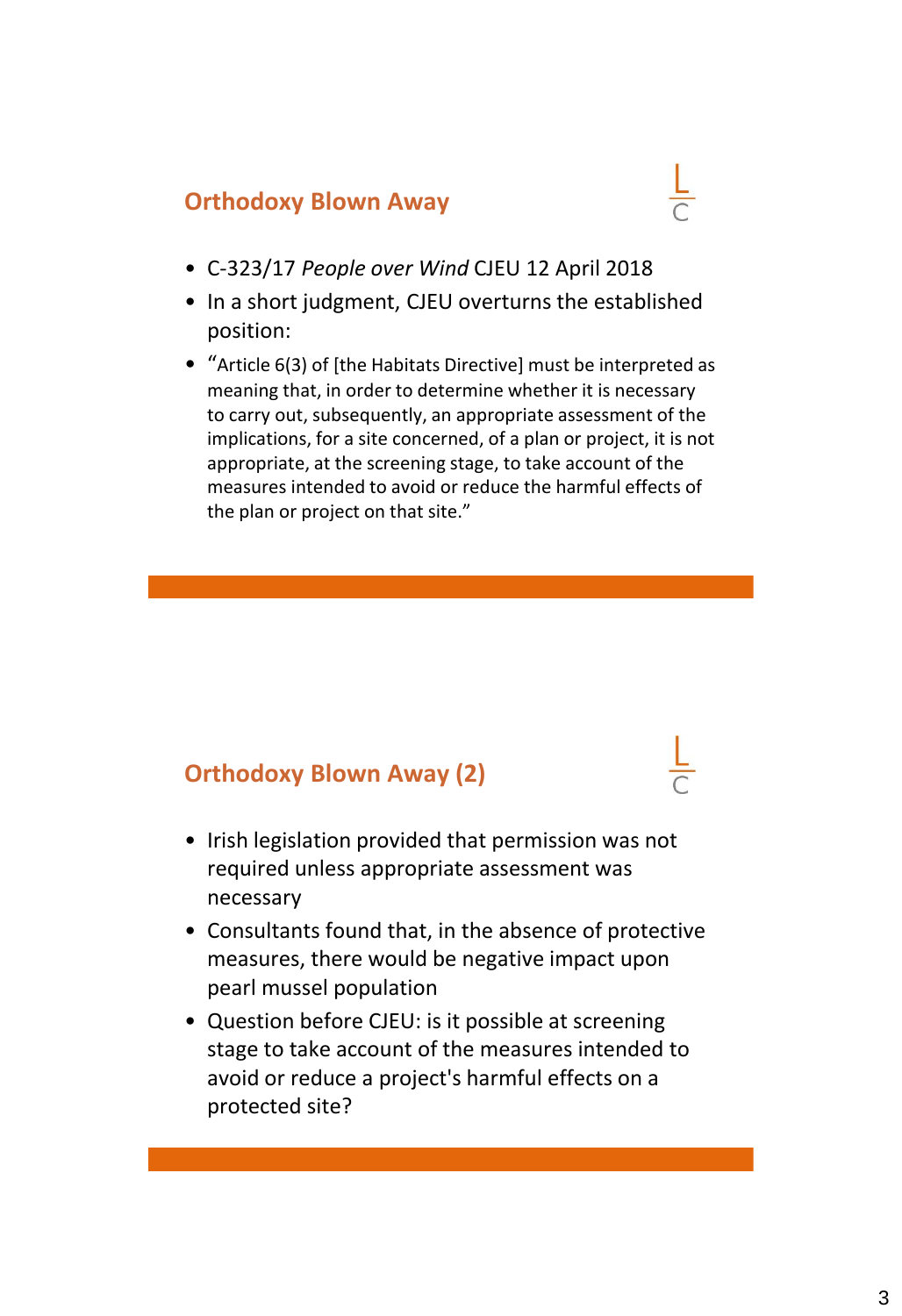## Orthodoxy Blown Away

- C-323/17 *People over Wind* CJEU 12 April 2018
- In a short judgment, CJEU overturns the established position:
- "Article 6(3) of [the Habitats Directive] must be interpreted as meaning that, in order to determine whether it is necessary to carry out, subsequently, an appropriate assessment of the implications, for a site concerned, of a plan or project, it is not appropriate, at the screening stage, to take account of the measures intended to avoid or reduce the harmful effects of the plan or project on that site."

## Orthodoxy Blown Away (2)

- Irish legislation provided that permission was not required unless appropriate assessment was necessary
- Consultants found that, in the absence of protective measures, there would be negative impact upon pearl mussel population
- Question before CJEU: is it possible at screening stage to take account of the measures intended to avoid or reduce a project's harmful effects on a protected site?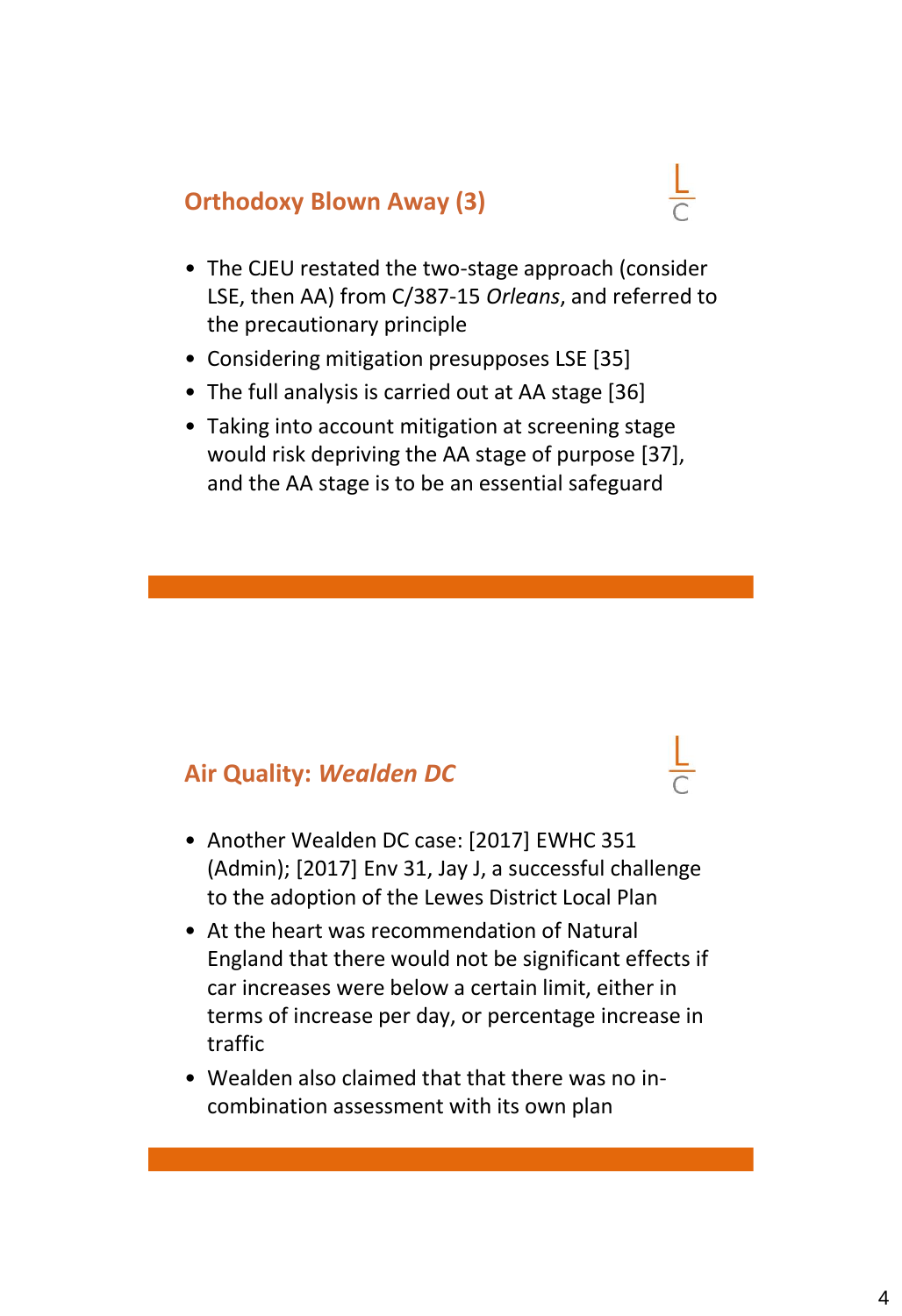## Orthodoxy Blown Away (3)

- The CJEU restated the two-stage approach (consider LSE, then AA) from C/387-15 *Orleans*, and referred to the precautionary principle
- Considering mitigation presupposes LSE [35]
- The full analysis is carried out at AA stage [36]
- Taking into account mitigation at screening stage would risk depriving the AA stage of purpose [37], and the AA stage is to be an essential safeguard

## Air Quality: *Wealden DC*

- Another Wealden DC case: [2017] EWHC 351 (Admin); [2017] Env 31, Jay J, a successful challenge to the adoption of the Lewes District Local Plan
- At the heart was recommendation of Natural England that there would not be significant effects if car increases were below a certain limit, either in terms of increase per day, or percentage increase in traffic
- Wealden also claimed that that there was no in-combination assessment with its own plan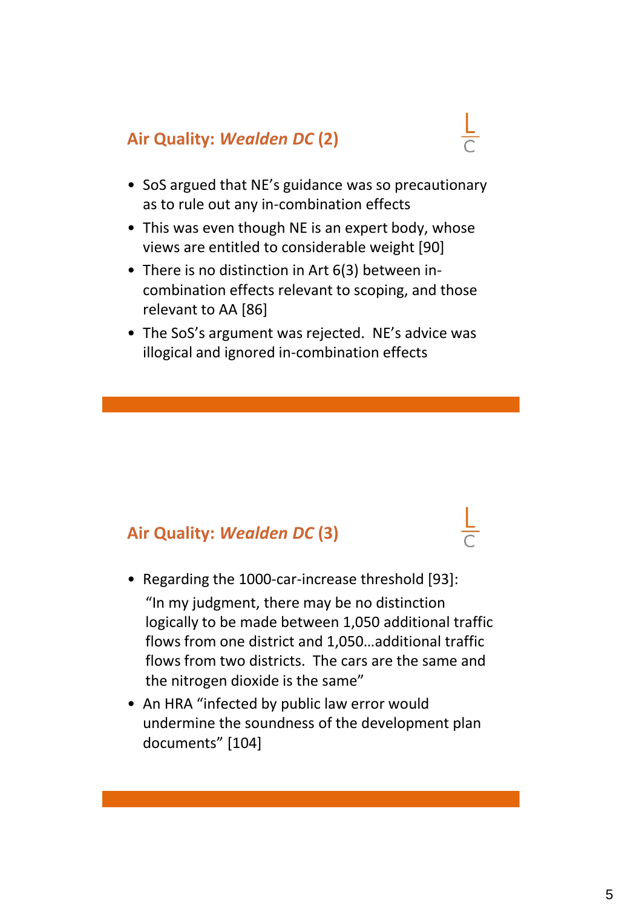## Air Quality: *Wealden DC* (2)

- SoS argued that NE's guidance was so precautionary as to rule out any in-combination effects
- This was even though NE is an expert body, whose views are entitled to considerable weight [90]
- There is no distinction in Art 6(3) between in-combination effects relevant to scoping, and those relevant to AA [86]
- The SoS's argument was rejected. NE's advice was illogical and ignored in-combination effects

## Air Quality: *Wealden DC* (3)

- Regarding the 1000-car-increase threshold [93]:

  "In my judgment, there may be no distinction logically to be made between 1,050 additional traffic flows from one district and 1,050…additional traffic flows from two districts. The cars are the same and the nitrogen dioxide is the same"
- An HRA "infected by public law error would undermine the soundness of the development plan documents" [104]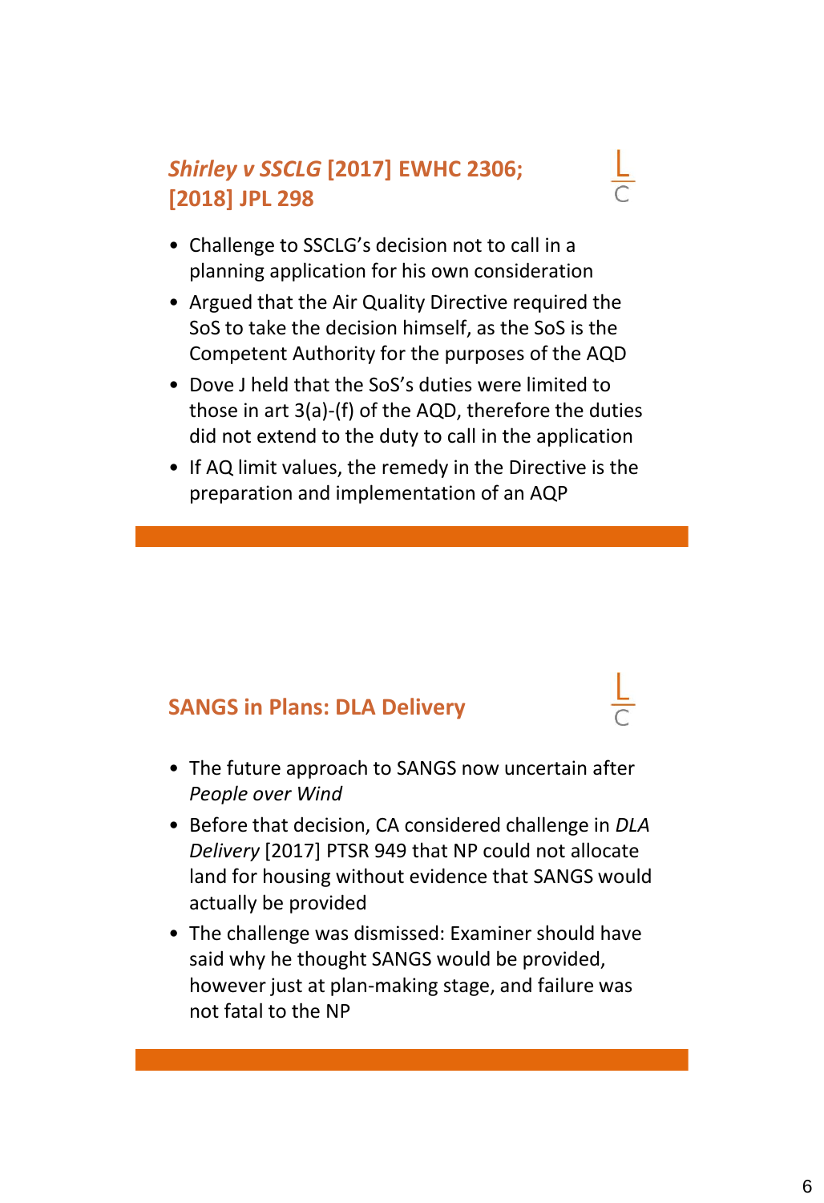## *Shirley v SSCLG* [2017] EWHC 2306; [2018] JPL 298

- Challenge to SSCLG's decision not to call in a planning application for his own consideration
- Argued that the Air Quality Directive required the SoS to take the decision himself, as the SoS is the Competent Authority for the purposes of the AQD
- Dove J held that the SoS's duties were limited to those in art 3(a)-(f) of the AQD, therefore the duties did not extend to the duty to call in the application
- If AQ limit values, the remedy in the Directive is the preparation and implementation of an AQP

## SANGS in Plans: DLA Delivery

- The future approach to SANGS now uncertain after *People over Wind*
- Before that decision, CA considered challenge in *DLA Delivery* [2017] PTSR 949 that NP could not allocate land for housing without evidence that SANGS would actually be provided
- The challenge was dismissed: Examiner should have said why he thought SANGS would be provided, however just at plan-making stage, and failure was not fatal to the NP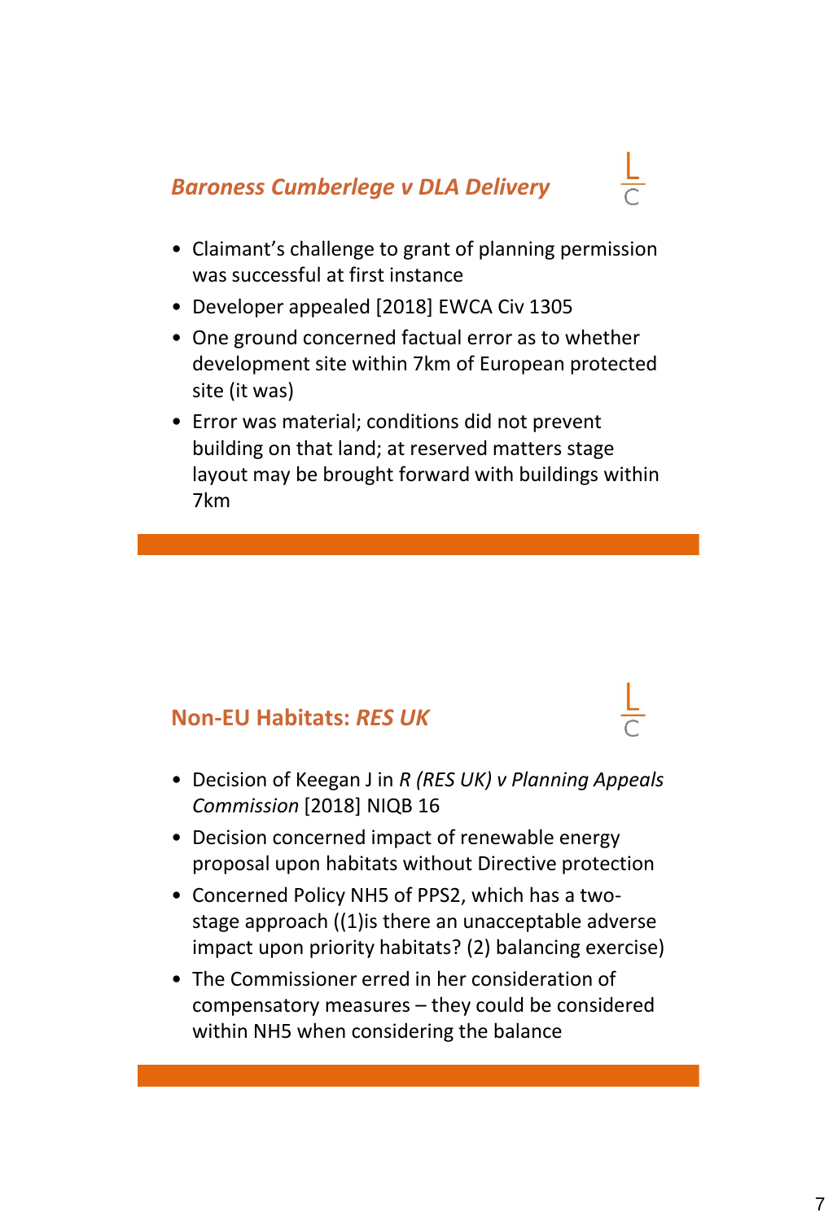## *Baroness Cumberlege v DLA Delivery*

- Claimant's challenge to grant of planning permission was successful at first instance
- Developer appealed [2018] EWCA Civ 1305
- One ground concerned factual error as to whether development site within 7km of European protected site (it was)
- Error was material; conditions did not prevent building on that land; at reserved matters stage layout may be brought forward with buildings within 7km

## Non-EU Habitats: *RES UK*

- Decision of Keegan J in *R (RES UK) v Planning Appeals Commission* [2018] NIQB 16
- Decision concerned impact of renewable energy proposal upon habitats without Directive protection
- Concerned Policy NH5 of PPS2, which has a two-stage approach ((1)is there an unacceptable adverse impact upon priority habitats? (2) balancing exercise)
- The Commissioner erred in her consideration of compensatory measures – they could be considered within NH5 when considering the balance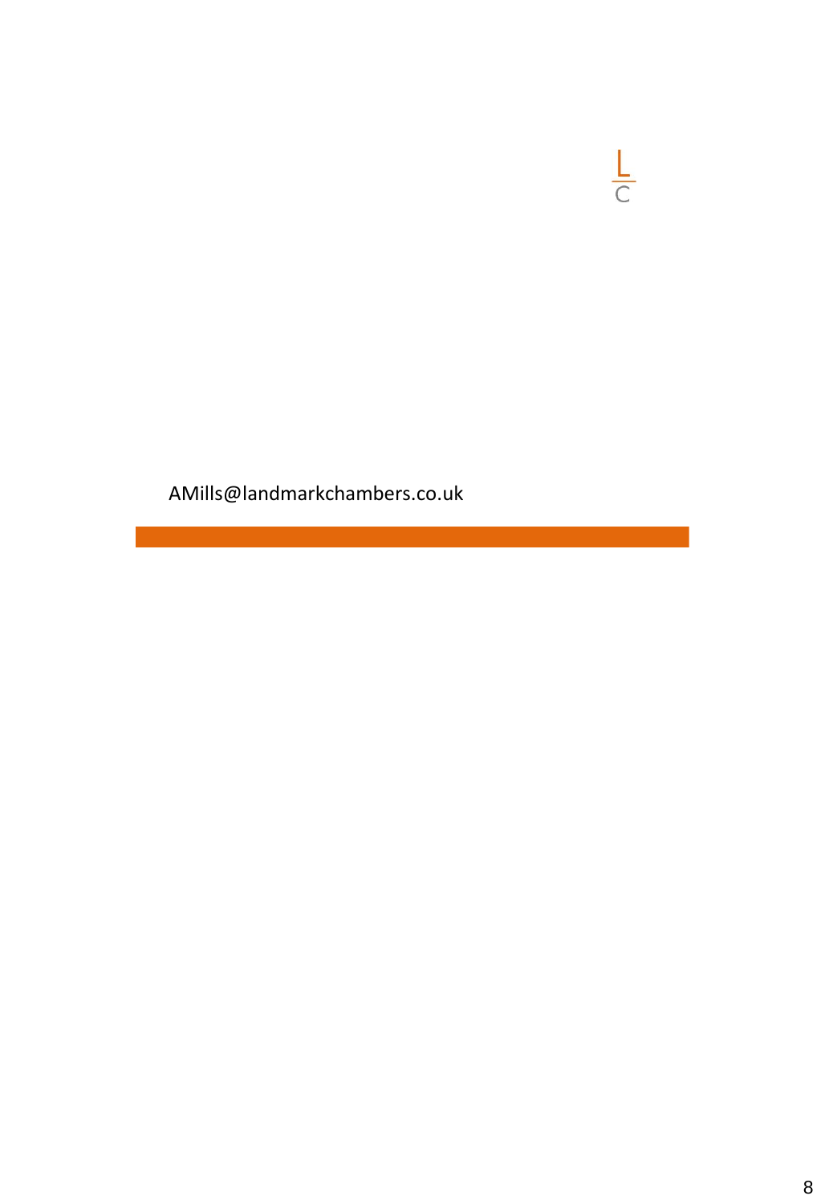AMills@landmarkchambers.co.uk